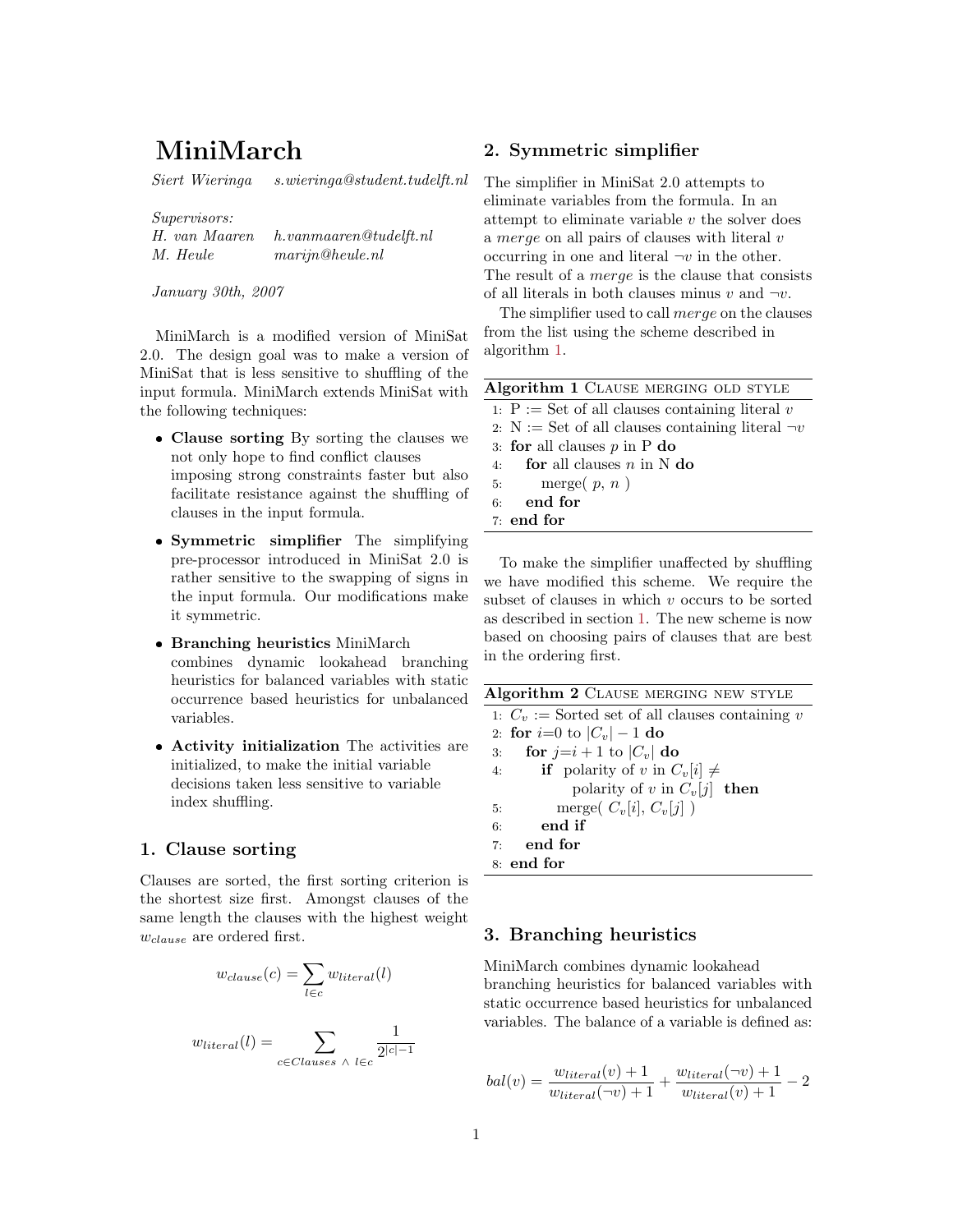# MiniMarch

*Siert Wieringa* *s.wieringa@student.tudelft.nl*

*Supervisors:*
*H. van Maaren* *h.vanmaaren@tudelft.nl*
*M. Heule* *marijn@heule.nl*

*January 30th, 2007*

MiniMarch is a modified version of MiniSat 2.0. The design goal was to make a version of MiniSat that is less sensitive to shuffling of the input formula. MiniMarch extends MiniSat with the following techniques:

- **Clause sorting** By sorting the clauses we not only hope to find conflict clauses imposing strong constraints faster but also facilitate resistance against the shuffling of clauses in the input formula.
- **Symmetric simplifier** The simplifying pre-processor introduced in MiniSat 2.0 is rather sensitive to the swapping of signs in the input formula. Our modifications make it symmetric.
- **Branching heuristics** MiniMarch combines dynamic lookahead branching heuristics for balanced variables with static occurrence based heuristics for unbalanced variables.
- **Activity initialization** The activities are initialized, to make the initial variable decisions taken less sensitive to variable index shuffling.

## 1. Clause sorting

Clauses are sorted, the first sorting criterion is the shortest size first. Amongst clauses of the same length the clauses with the highest weight $w_{clause}$ are ordered first.

$$w_{clause}(c) = \sum_{l \in c} w_{literal}(l)$$

$$w_{literal}(l) = \sum_{c \in Clauses \ \wedge \ l \in c} \frac{1}{2^{|c|-1}}$$

## 2. Symmetric simplifier

The simplifier in MiniSat 2.0 attempts to eliminate variables from the formula. In an attempt to eliminate variable $v$ the solver does a *merge* on all pairs of clauses with literal $v$ occurring in one and literal $\neg v$ in the other. The result of a *merge* is the clause that consists of all literals in both clauses minus $v$ and $\neg v$.

The simplifier used to call *merge* on the clauses from the list using the scheme described in algorithm 1.

**Algorithm 1** Clause merging old style

```
1: P := Set of all clauses containing literal v
2: N := Set of all clauses containing literal ¬v
3: for all clauses p in P do
4:    for all clauses n in N do
5:       merge( p, n )
6:    end for
7: end for
```

To make the simplifier unaffected by shuffling we have modified this scheme. We require the subset of clauses in which $v$ occurs to be sorted as described in section 1. The new scheme is now based on choosing pairs of clauses that are best in the ordering first.

**Algorithm 2** Clause merging new style

```
1: C_v := Sorted set of all clauses containing v
2: for i=0 to |C_v| − 1 do
3:    for j=i + 1 to |C_v| do
4:       if polarity of v in C_v[i] ≠
               polarity of v in C_v[j] then
5:          merge( C_v[i], C_v[j] )
6:       end if
7:    end for
8: end for
```

## 3. Branching heuristics

MiniMarch combines dynamic lookahead branching heuristics for balanced variables with static occurrence based heuristics for unbalanced variables. The balance of a variable is defined as:

$$bal(v) = \frac{w_{literal}(v) + 1}{w_{literal}(\neg v) + 1} + \frac{w_{literal}(\neg v) + 1}{w_{literal}(v) + 1} - 2$$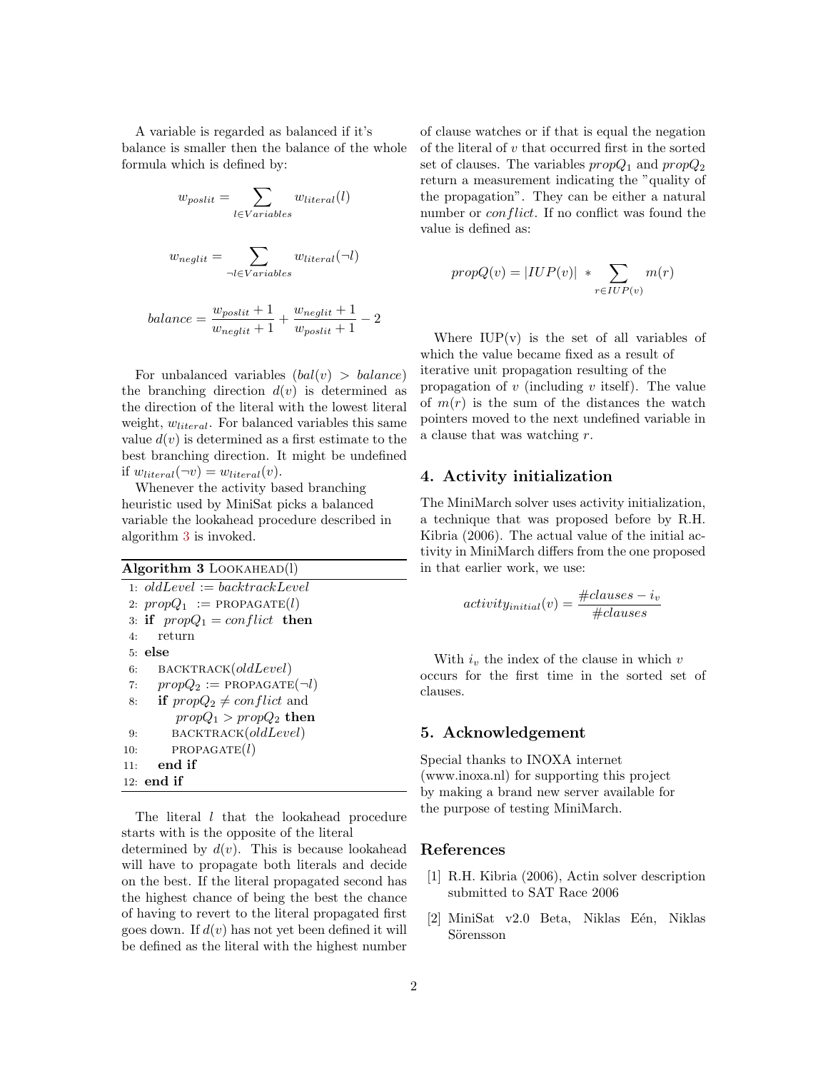A variable is regarded as balanced if it's balance is smaller then the balance of the whole formula which is defined by:

$$w_{poslit} = \sum_{l \in Variables} w_{literal}(l)$$

$$w_{neglit} = \sum_{\neg l \in Variables} w_{literal}(\neg l)$$

$$balance = \frac{w_{poslit} + 1}{w_{neglit} + 1} + \frac{w_{neglit} + 1}{w_{poslit} + 1} - 2$$

For unbalanced variables ($bal(v) > balance$) the branching direction $d(v)$ is determined as the direction of the literal with the lowest literal weight, $w_{literal}$. For balanced variables this same value $d(v)$ is determined as a first estimate to the best branching direction. It might be undefined if $w_{literal}(\neg v) = w_{literal}(v)$.

Whenever the activity based branching heuristic used by MiniSat picks a balanced variable the lookahead procedure described in algorithm 3 is invoked.

**Algorithm 3** LOOKAHEAD(l)

```
 1: oldLevel := backtrackLevel
 2: propQ1 := PROPAGATE(l)
 3: if propQ1 = conflict then
 4:     return
 5: else
 6:     BACKTRACK(oldLevel)
 7:     propQ2 := PROPAGATE(¬l)
 8:     if propQ2 ≠ conflict and
            propQ1 > propQ2 then
 9:         BACKTRACK(oldLevel)
10:         PROPAGATE(l)
11:     end if
12: end if
```

The literal $l$ that the lookahead procedure starts with is the opposite of the literal determined by $d(v)$. This is because lookahead will have to propagate both literals and decide on the best. If the literal propagated second has the highest chance of being the best the chance of having to revert to the literal propagated first goes down. If $d(v)$ has not yet been defined it will be defined as the literal with the highest number of clause watches or if that is equal the negation of the literal of $v$ that occurred first in the sorted set of clauses. The variables $propQ_1$ and $propQ_2$ return a measurement indicating the "quality of the propagation". They can be either a natural number or $conflict$. If no conflict was found the value is defined as:

$$propQ(v) = |IUP(v)| \ * \sum_{r \in IUP(v)} m(r)$$

Where IUP(v) is the set of all variables of which the value became fixed as a result of iterative unit propagation resulting of the propagation of $v$ (including $v$ itself). The value of $m(r)$ is the sum of the distances the watch pointers moved to the next undefined variable in a clause that was watching $r$.

## 4. Activity initialization

The MiniMarch solver uses activity initialization, a technique that was proposed before by R.H. Kibria (2006). The actual value of the initial activity in MiniMarch differs from the one proposed in that earlier work, we use:

$$activity_{initial}(v) = \frac{\#clauses - i_v}{\#clauses}$$

With $i_v$ the index of the clause in which $v$ occurs for the first time in the sorted set of clauses.

## 5. Acknowledgement

Special thanks to INOXA internet (www.inoxa.nl) for supporting this project by making a brand new server available for the purpose of testing MiniMarch.

## References

[1] R.H. Kibria (2006), Actin solver description submitted to SAT Race 2006

[2] MiniSat v2.0 Beta, Niklas Eén, Niklas Sörensson